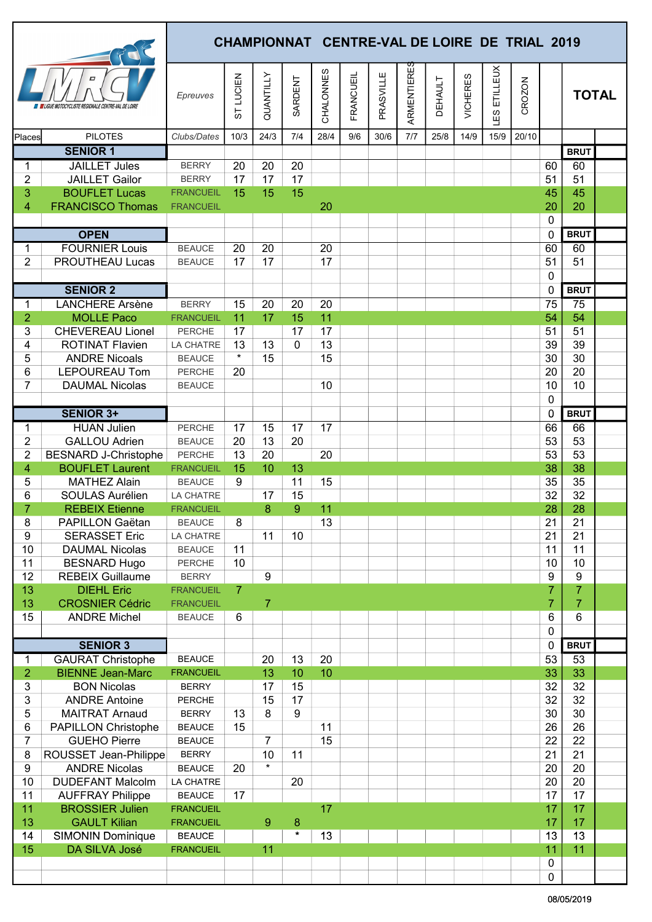# CHAMPIONNAT CENTRE-VAL DE LOIRE DE TRIAL 2019

| Places | PILOTES | *Epreuves* / *Clubs/Dates* | ST LUCIEN 10/3 | QUANTILLY 24/3 | SARDENT 7/4 | CHALONNES 28/4 | FRANCUEIL 9/6 | PRASVILLE 30/6 | ARMENTIERES 7/7 | DEHAULT 25/8 | VICHERES 14/9 | LES ETILLEUX 15/9 | CROZON 20/10 | | TOTAL | |
|---|---|---|---|---|---|---|---|---|---|---|---|---|---|---|---|---|
| | **SENIOR 1** | | | | | | | | | | | | | | **BRUT** | |
| 1 | JAILLET Jules | BERRY | 20 | 20 | 20 | | | | | | | | | 60 | 60 | |
| 2 | JAILLET Gailor | BERRY | 17 | 17 | 17 | | | | | | | | | 51 | 51 | |
| 3 | BOUFLET Lucas | FRANCUEIL | 15 | 15 | 15 | | | | | | | | | 45 | 45 | |
| 4 | FRANCISCO Thomas | FRANCUEIL | | | | 20 | | | | | | | | 20 | 20 | |
| | | | | | | | | | | | | | | 0 | | |
| | **OPEN** | | | | | | | | | | | | | 0 | **BRUT** | |
| 1 | FOURNIER Louis | BEAUCE | 20 | 20 | | 20 | | | | | | | | 60 | 60 | |
| 2 | PROUTHEAU Lucas | BEAUCE | 17 | 17 | | 17 | | | | | | | | 51 | 51 | |
| | | | | | | | | | | | | | | 0 | | |
| | **SENIOR 2** | | | | | | | | | | | | | 0 | **BRUT** | |
| 1 | LANCHERE Arsène | BERRY | 15 | 20 | 20 | 20 | | | | | | | | 75 | 75 | |
| 2 | MOLLE Paco | FRANCUEIL | 11 | 17 | 15 | 11 | | | | | | | | 54 | 54 | |
| 3 | CHEVEREAU Lionel | PERCHE | 17 | | 17 | 17 | | | | | | | | 51 | 51 | |
| 4 | ROTINAT Flavien | LA CHATRE | 13 | 13 | 0 | 13 | | | | | | | | 39 | 39 | |
| 5 | ANDRE Nicoals | BEAUCE | * | 15 | | 15 | | | | | | | | 30 | 30 | |
| 6 | LEPOUREAU Tom | PERCHE | 20 | | | | | | | | | | | 20 | 20 | |
| 7 | DAUMAL Nicolas | BEAUCE | | | | 10 | | | | | | | | 10 | 10 | |
| | | | | | | | | | | | | | | 0 | | |
| | **SENIOR 3+** | | | | | | | | | | | | | 0 | **BRUT** | |
| 1 | HUAN Julien | PERCHE | 17 | 15 | 17 | 17 | | | | | | | | 66 | 66 | |
| 2 | GALLOU Adrien | BEAUCE | 20 | 13 | 20 | | | | | | | | | 53 | 53 | |
| 2 | BESNARD J-Christophe | PERCHE | 13 | 20 | | 20 | | | | | | | | 53 | 53 | |
| 4 | BOUFLET Laurent | FRANCUEIL | 15 | 10 | 13 | | | | | | | | | 38 | 38 | |
| 5 | MATHEZ Alain | BEAUCE | 9 | | 11 | 15 | | | | | | | | 35 | 35 | |
| 6 | SOULAS Aurélien | LA CHATRE | | 17 | 15 | | | | | | | | | 32 | 32 | |
| 7 | REBEIX Etienne | FRANCUEIL | | 8 | 9 | 11 | | | | | | | | 28 | 28 | |
| 8 | PAPILLON Gaëtan | BEAUCE | 8 | | | 13 | | | | | | | | 21 | 21 | |
| 9 | SERASSET Eric | LA CHATRE | | 11 | 10 | | | | | | | | | 21 | 21 | |
| 10 | DAUMAL Nicolas | BEAUCE | 11 | | | | | | | | | | | 11 | 11 | |
| 11 | BESNARD Hugo | PERCHE | 10 | | | | | | | | | | | 10 | 10 | |
| 12 | REBEIX Guillaume | BERRY | | 9 | | | | | | | | | | 9 | 9 | |
| 13 | DIEHL Eric | FRANCUEIL | 7 | | | | | | | | | | | 7 | 7 | |
| 13 | CROSNIER Cédric | FRANCUEIL | | 7 | | | | | | | | | | 7 | 7 | |
| 15 | ANDRE Michel | BEAUCE | 6 | | | | | | | | | | | 6 | 6 | |
| | | | | | | | | | | | | | | 0 | | |
| | **SENIOR 3** | | | | | | | | | | | | | 0 | **BRUT** | |
| 1 | GAURAT Christophe | BEAUCE | | 20 | 13 | 20 | | | | | | | | 53 | 53 | |
| 2 | BIENNE Jean-Marc | FRANCUEIL | | 13 | 10 | 10 | | | | | | | | 33 | 33 | |
| 3 | BON Nicolas | BERRY | | 17 | 15 | | | | | | | | | 32 | 32 | |
| 3 | ANDRE Antoine | PERCHE | | 15 | 17 | | | | | | | | | 32 | 32 | |
| 5 | MAITRAT Arnaud | BERRY | 13 | 8 | 9 | | | | | | | | | 30 | 30 | |
| 6 | PAPILLON Christophe | BEAUCE | 15 | | | 11 | | | | | | | | 26 | 26 | |
| 7 | GUEHO Pierre | BEAUCE | | 7 | | 15 | | | | | | | | 22 | 22 | |
| 8 | ROUSSET Jean-Philippe | BERRY | | 10 | 11 | | | | | | | | | 21 | 21 | |
| 9 | ANDRE Nicolas | BEAUCE | 20 | * | | | | | | | | | | 20 | 20 | |
| 10 | DUDEFANT Malcolm | LA CHATRE | | | 20 | | | | | | | | | 20 | 20 | |
| 11 | AUFFRAY Philippe | BEAUCE | 17 | | | | | | | | | | | 17 | 17 | |
| 11 | BROSSIER Julien | FRANCUEIL | | | | 17 | | | | | | | | 17 | 17 | |
| 13 | GAULT Kilian | FRANCUEIL | | 9 | 8 | | | | | | | | | 17 | 17 | |
| 14 | SIMONIN Dominique | BEAUCE | | | * | 13 | | | | | | | | 13 | 13 | |
| 15 | DA SILVA José | FRANCUEIL | | 11 | | | | | | | | | | 11 | 11 | |
| | | | | | | | | | | | | | | 0 | | |
| | | | | | | | | | | | | | | 0 | | |

08/05/2019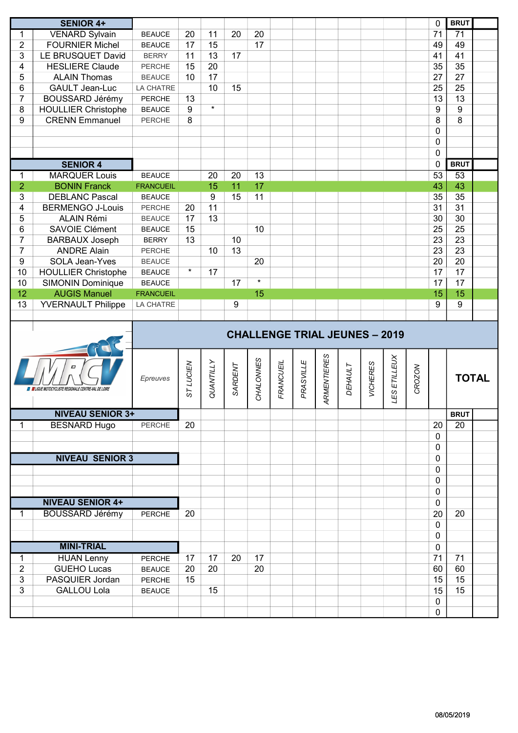## CHALLENGE TRIAL JEUNES – 2019

| | | Epreuves | ST LUCIEN | QUANTILLY | SARDENT | CHALONNES | FRANCUEIL | PRASVILLE | ARMENTIERES | DEHAULT | VICHERES | LES ETILLEUX | CROZON | | TOTAL | |
|---|---|---|---|---|---|---|---|---|---|---|---|---|---|---|---|---|
| | **SENIOR 4+** | | | | | | | | | | | | | 0 | **BRUT** | |
| 1 | VENARD Sylvain | BEAUCE | 20 | 11 | 20 | 20 | | | | | | | | 71 | 71 | |
| 2 | FOURNIER Michel | BEAUCE | 17 | 15 | | 17 | | | | | | | | 49 | 49 | |
| 3 | LE BRUSQUET David | BERRY | 11 | 13 | 17 | | | | | | | | | 41 | 41 | |
| 4 | HESLIERE Claude | PERCHE | 15 | 20 | | | | | | | | | | 35 | 35 | |
| 5 | ALAIN Thomas | BEAUCE | 10 | 17 | | | | | | | | | | 27 | 27 | |
| 6 | GAULT Jean-Luc | LA CHATRE | | 10 | 15 | | | | | | | | | 25 | 25 | |
| 7 | BOUSSARD Jérémy | PERCHE | 13 | | | | | | | | | | | 13 | 13 | |
| 8 | HOULLIER Christophe | BEAUCE | 9 | * | | | | | | | | | | 9 | 9 | |
| 9 | CRENN Emmanuel | PERCHE | 8 | | | | | | | | | | | 8 | 8 | |
| | | | | | | | | | | | | | | 0 | | |
| | | | | | | | | | | | | | | 0 | | |
| | | | | | | | | | | | | | | 0 | | |
| | **SENIOR 4** | | | | | | | | | | | | | 0 | **BRUT** | |
| 1 | MARQUER Louis | BEAUCE | | 20 | 20 | 13 | | | | | | | | 53 | 53 | |
| 2 | BONIN Franck | FRANCUEIL | | 15 | 11 | 17 | | | | | | | | 43 | 43 | |
| 3 | DEBLANC Pascal | BEAUCE | | 9 | 15 | 11 | | | | | | | | 35 | 35 | |
| 4 | BERMENGO J-Louis | PERCHE | 20 | 11 | | | | | | | | | | 31 | 31 | |
| 5 | ALAIN Rémi | BEAUCE | 17 | 13 | | | | | | | | | | 30 | 30 | |
| 6 | SAVOIE Clément | BEAUCE | 15 | | | 10 | | | | | | | | 25 | 25 | |
| 7 | BARBAUX Joseph | BERRY | 13 | | 10 | | | | | | | | | 23 | 23 | |
| 7 | ANDRE Alain | PERCHE | | 10 | 13 | | | | | | | | | 23 | 23 | |
| 9 | SOLA Jean-Yves | BEAUCE | | | | 20 | | | | | | | | 20 | 20 | |
| 10 | HOULLIER Christophe | BEAUCE | * | 17 | | | | | | | | | | 17 | 17 | |
| 10 | SIMONIN Dominique | BEAUCE | | | 17 | * | | | | | | | | 17 | 17 | |
| 12 | AUGIS Manuel | FRANCUEIL | | | | 15 | | | | | | | | 15 | 15 | |
| 13 | YVERNAULT Philippe | LA CHATRE | | | 9 | | | | | | | | | 9 | 9 | |
| | | | | | | | | | | | | | | | | |
| | **NIVEAU SENIOR 3+** | | | | | | | | | | | | | | **BRUT** | |
| 1 | BESNARD Hugo | PERCHE | 20 | | | | | | | | | | | 20 | 20 | |
| | | | | | | | | | | | | | | 0 | | |
| | | | | | | | | | | | | | | 0 | | |
| | **NIVEAU SENIOR 3** | | | | | | | | | | | | | 0 | | |
| | | | | | | | | | | | | | | 0 | | |
| | | | | | | | | | | | | | | 0 | | |
| | | | | | | | | | | | | | | 0 | | |
| | **NIVEAU SENIOR 4+** | | | | | | | | | | | | | 0 | | |
| 1 | BOUSSARD Jérémy | PERCHE | 20 | | | | | | | | | | | 20 | 20 | |
| | | | | | | | | | | | | | | 0 | | |
| | | | | | | | | | | | | | | 0 | | |
| | **MINI-TRIAL** | | | | | | | | | | | | | 0 | | |
| 1 | HUAN Lenny | PERCHE | 17 | 17 | 20 | 17 | | | | | | | | 71 | 71 | |
| 2 | GUEHO Lucas | BEAUCE | 20 | 20 | | 20 | | | | | | | | 60 | 60 | |
| 3 | PASQUIER Jordan | PERCHE | 15 | | | | | | | | | | | 15 | 15 | |
| 3 | GALLOU Lola | BEAUCE | | 15 | | | | | | | | | | 15 | 15 | |
| | | | | | | | | | | | | | | 0 | | |
| | | | | | | | | | | | | | | 0 | | |

LMRCV – LIGUE MOTOCYCLISTE REGIONALE CENTRE-VAL DE LOIRE

08/05/2019